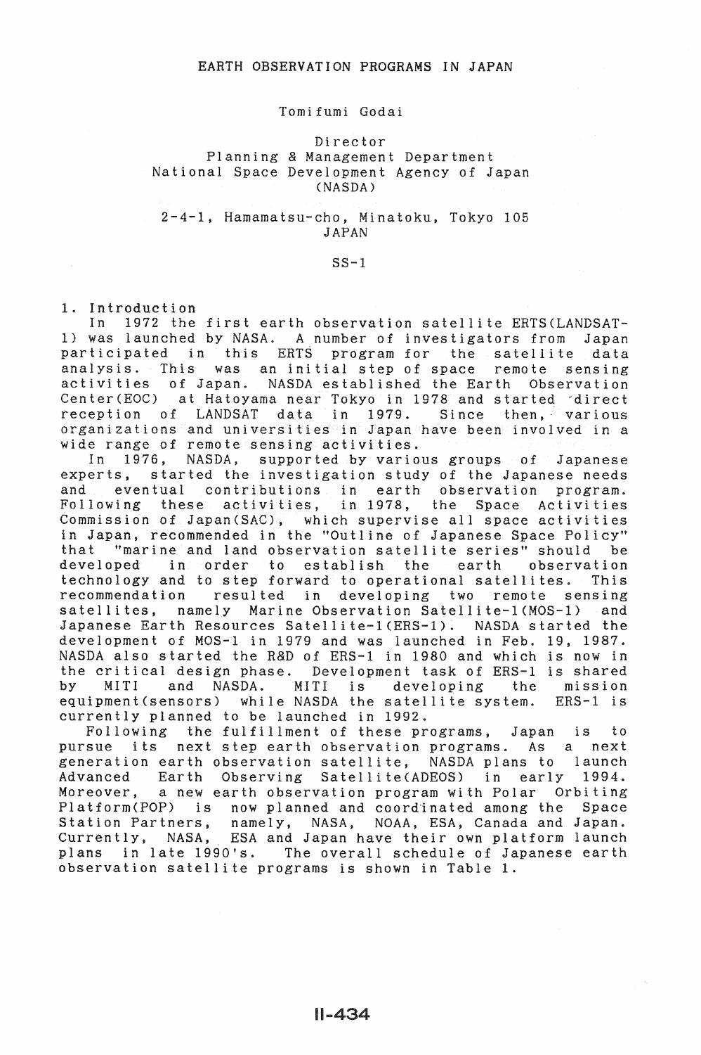# EARTH OBSERVATION PROGRAMS IN JAPAN

Tomifumi Godai

Director
Planning & Management Department
National Space Development Agency of Japan
(NASDA)

2-4-1, Hamamatsu-cho, Minatoku, Tokyo 105
JAPAN

SS-1

## 1. Introduction

In 1972 the first earth observation satellite ERTS(LANDSAT-1) was launched by NASA. A number of investigators from Japan participated in this ERTS program for the satellite data analysis. This was an initial step of space remote sensing activities of Japan. NASDA established the Earth Observation Center(EOC) at Hatoyama near Tokyo in 1978 and started direct reception of LANDSAT data in 1979. Since then, various organizations and universities in Japan have been involved in a wide range of remote sensing activities.

In 1976, NASDA, supported by various groups of Japanese experts, started the investigation study of the Japanese needs and eventual contributions in earth observation program. Following these activities, in 1978, the Space Activities Commission of Japan(SAC), which supervise all space activities in Japan, recommended in the "Outline of Japanese Space Policy" that "marine and land observation satellite series" should be developed in order to establish the earth observation technology and to step forward to operational satellites. This recommendation resulted in developing two remote sensing satellites, namely Marine Observation Satellite-1(MOS-1) and Japanese Earth Resources Satellite-1(ERS-1). NASDA started the development of MOS-1 in 1979 and was launched in Feb. 19, 1987. NASDA also started the R&D of ERS-1 in 1980 and which is now in the critical design phase. Development task of ERS-1 is shared by MITI and NASDA. MITI is developing the mission equipment(sensors) while NASDA the satellite system. ERS-1 is currently planned to be launched in 1992.

Following the fulfillment of these programs, Japan is to pursue its next step earth observation programs. As a next generation earth observation satellite, NASDA plans to launch Advanced Earth Observing Satellite(ADEOS) in early 1994. Moreover, a new earth observation program with Polar Orbiting Platform(POP) is now planned and coordinated among the Space Station Partners, namely, NASA, NOAA, ESA, Canada and Japan. Currently, NASA, ESA and Japan have their own platform launch plans in late 1990's. The overall schedule of Japanese earth observation satellite programs is shown in Table 1.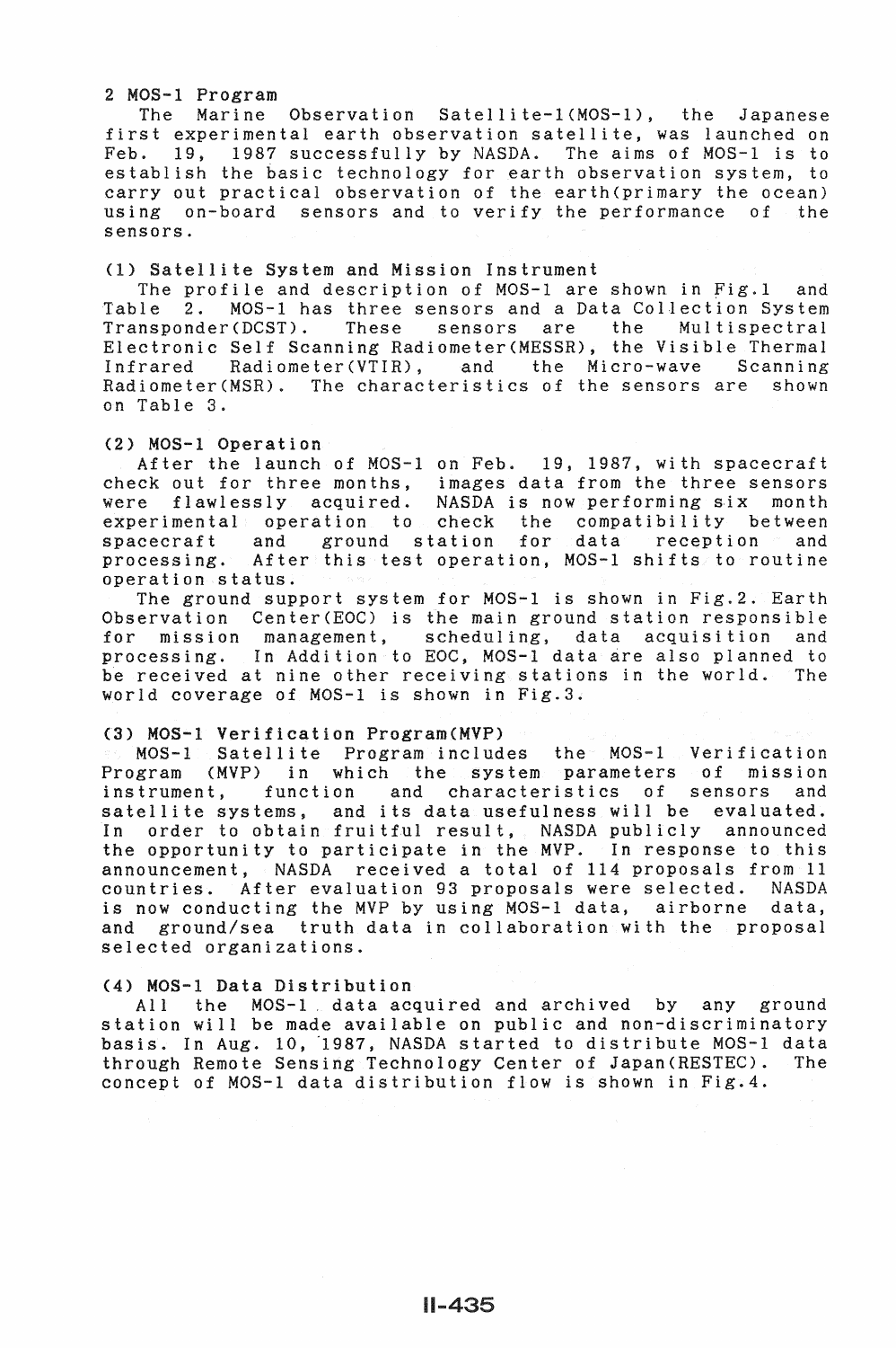## 2 MOS-1 Program

The Marine Observation Satellite-1(MOS-1), the Japanese first experimental earth observation satellite, was launched on Feb. 19, 1987 successfully by NASDA. The aims of MOS-1 is to establish the basic technology for earth observation system, to carry out practical observation of the earth(primary the ocean) using on-board sensors and to verify the performance of the sensors.

### (1) Satellite System and Mission Instrument

The profile and description of MOS-1 are shown in Fig.1 and Table 2. MOS-1 has three sensors and a Data Collection System Transponder(DCST). These sensors are the Multispectral Electronic Self Scanning Radiometer(MESSR), the Visible Thermal Infrared Radiometer(VTIR), and the Micro-wave Scanning Radiometer(MSR). The characteristics of the sensors are shown on Table 3.

### (2) MOS-1 Operation

After the launch of MOS-1 on Feb. 19, 1987, with spacecraft check out for three months, images data from the three sensors were flawlessly acquired. NASDA is now performing six month experimental operation to check the compatibility between spacecraft and ground station for data reception and processing. After this test operation, MOS-1 shifts to routine operation status.

The ground support system for MOS-1 is shown in Fig.2. Earth Observation Center(EOC) is the main ground station responsible for mission management, scheduling, data acquisition and processing. In Addition to EOC, MOS-1 data are also planned to be received at nine other receiving stations in the world. The world coverage of MOS-1 is shown in Fig.3.

### (3) MOS-1 Verification Program(MVP)

MOS-1 Satellite Program includes the MOS-1 Verification Program (MVP) in which the system parameters of mission instrument, function and characteristics of sensors and satellite systems, and its data usefulness will be evaluated. In order to obtain fruitful result, NASDA publicly announced the opportunity to participate in the MVP. In response to this announcement, NASDA received a total of 114 proposals from 11 countries. After evaluation 93 proposals were selected. NASDA is now conducting the MVP by using MOS-1 data, airborne data, and ground/sea truth data in collaboration with the proposal selected organizations.

### (4) MOS-1 Data Distribution

All the MOS-1 data acquired and archived by any ground station will be made available on public and non-discriminatory basis. In Aug. 10, 1987, NASDA started to distribute MOS-1 data through Remote Sensing Technology Center of Japan(RESTEC). The concept of MOS-1 data distribution flow is shown in Fig.4.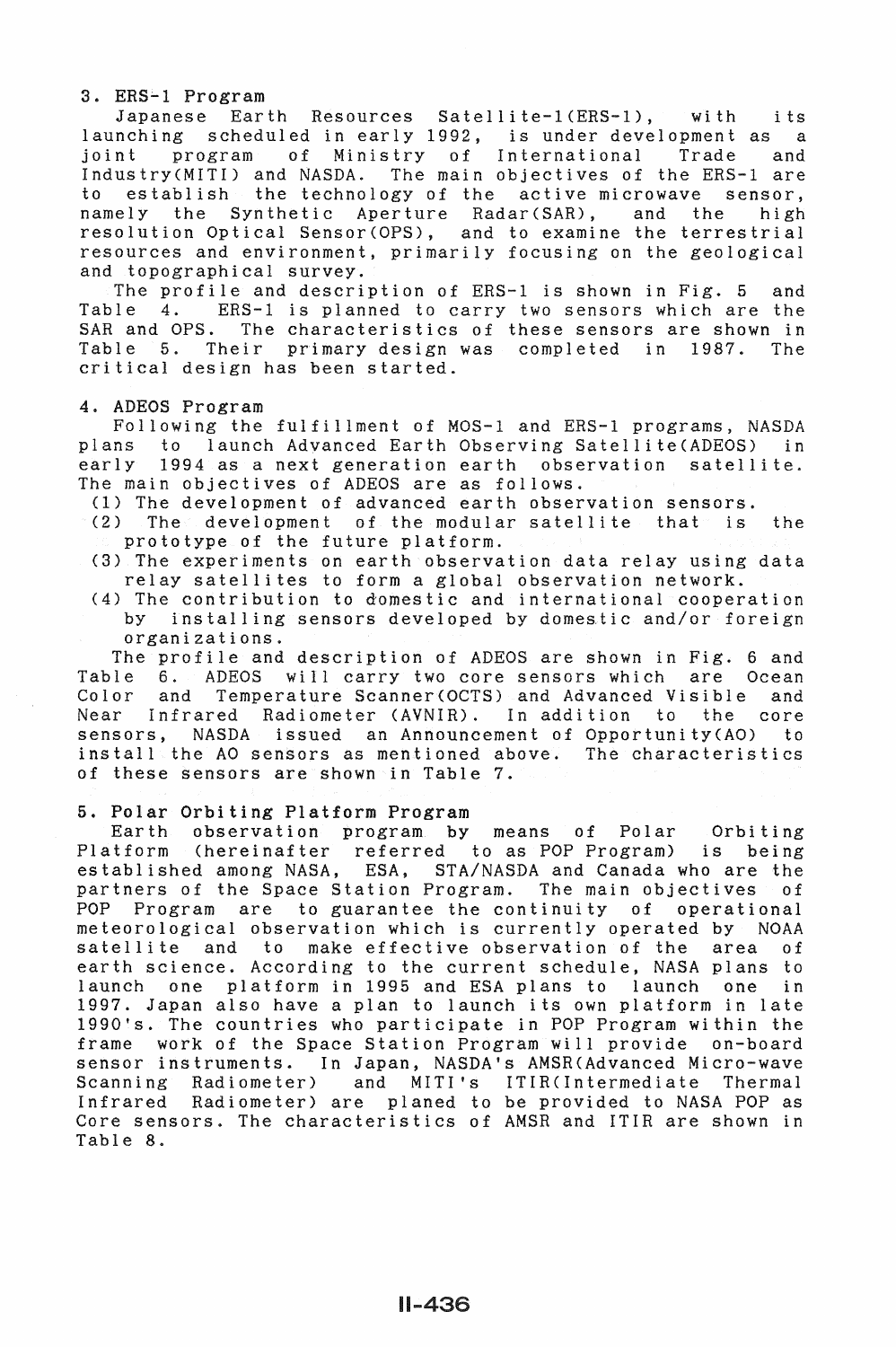## 3. ERS-1 Program

Japanese Earth Resources Satellite-1(ERS-1), with its launching scheduled in early 1992, is under development as a joint program of Ministry of International Trade and Industry(MITI) and NASDA. The main objectives of the ERS-1 are to establish the technology of the active microwave sensor, namely the Synthetic Aperture Radar(SAR), and the high resolution Optical Sensor(OPS), and to examine the terrestrial resources and environment, primarily focusing on the geological and topographical survey.

The profile and description of ERS-1 is shown in Fig. 5 and Table 4. ERS-1 is planned to carry two sensors which are the SAR and OPS. The characteristics of these sensors are shown in Table 5. Their primary design was completed in 1987. The critical design has been started.

## 4. ADEOS Program

Following the fulfillment of MOS-1 and ERS-1 programs, NASDA plans to launch Advanced Earth Observing Satellite(ADEOS) in early 1994 as a next generation earth observation satellite. The main objectives of ADEOS are as follows.

(1) The development of advanced earth observation sensors.
(2) The development of the modular satellite that is the prototype of the future platform.
(3) The experiments on earth observation data relay using data relay satellites to form a global observation network.
(4) The contribution to domestic and international cooperation by installing sensors developed by domestic and/or foreign organizations.

The profile and description of ADEOS are shown in Fig. 6 and Table 6. ADEOS will carry two core sensors which are Ocean Color and Temperature Scanner(OCTS) and Advanced Visible and Near Infrared Radiometer (AVNIR). In addition to the core sensors, NASDA issued an Announcement of Opportunity(AO) to install the AO sensors as mentioned above. The characteristics of these sensors are shown in Table 7.

## 5. Polar Orbiting Platform Program

Earth observation program by means of Polar Orbiting Platform (hereinafter referred to as POP Program) is being established among NASA, ESA, STA/NASDA and Canada who are the partners of the Space Station Program. The main objectives of POP Program are to guarantee the continuity of operational meteorological observation which is currently operated by NOAA satellite and to make effective observation of the area of earth science. According to the current schedule, NASA plans to launch one platform in 1995 and ESA plans to launch one in 1997. Japan also have a plan to launch its own platform in late 1990's. The countries who participate in POP Program within the frame work of the Space Station Program will provide on-board sensor instruments. In Japan, NASDA's AMSR(Advanced Micro-wave Scanning Radiometer) and MITI's ITIR(Intermediate Thermal Infrared Radiometer) are planed to be provided to NASA POP as Core sensors. The characteristics of AMSR and ITIR are shown in Table 8.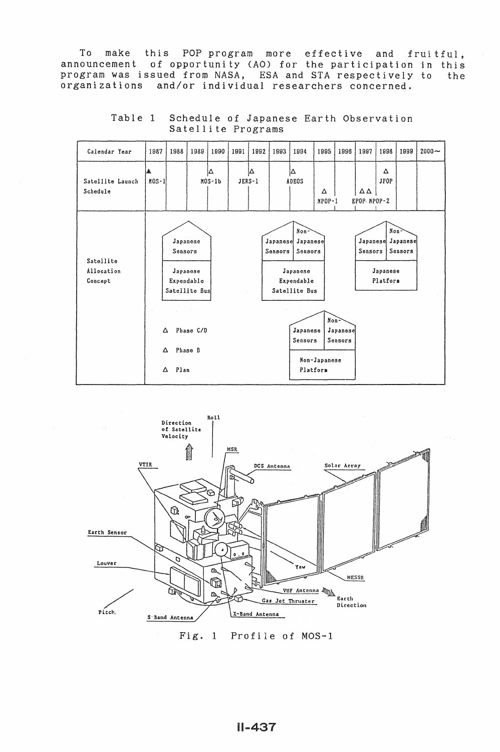To make this POP program more effective and fruitful, announcement of opportunity (AO) for the participation in this program was issued from NASA, ESA and STA respectively to the organizations and/or individual researchers concerned.

Table 1 Schedule of Japanese Earth Observation Satellite Programs

| Calendar Year | 1987 | 1988 | 1989 | 1990 | 1991 | 1992 | 1993 | 1994 | 1995 | 1996 | 1997 | 1998 | 1999 | 2000~ |
|---|---|---|---|---|---|---|---|---|---|---|---|---|---|---|
| Satellite Launch Schedule | ▲ MOS-1 | | | △ MOS-1b | | △ JERS-1 | | △ ADEOS | △ NPOP-1 | | △△ EPOP· NPOP-2 | △ JPOP | | |
| Satellite Allocation Concept | Japanese Sensors / Japanese Expendable Satellite Bus | | | | | | | Japanese Sensors, Non-Japanese Sensors / Japanese Expendable Satellite Bus | | | | Japanese Sensors, Non-Japanese Sensors / Japanese Platform | | |
| | | | | | | | | | Japanese Sensors, Non-Japanese Sensors / Non-Japanese Platform | | | | | |

▲ Phase C/D

△ Phase B

△ Plan

Direction of Satellite Velocity, Roll, MSR, DCS Antenna, Solar Array, VTIR, Earth Sensor, Louver, Yaw, MESSR, VHF Antenna, Earth Direction, Gas Jet Thruster, X-Band Antenna, S-Band Antenna, Pitch

Fig. 1 Profile of MOS-1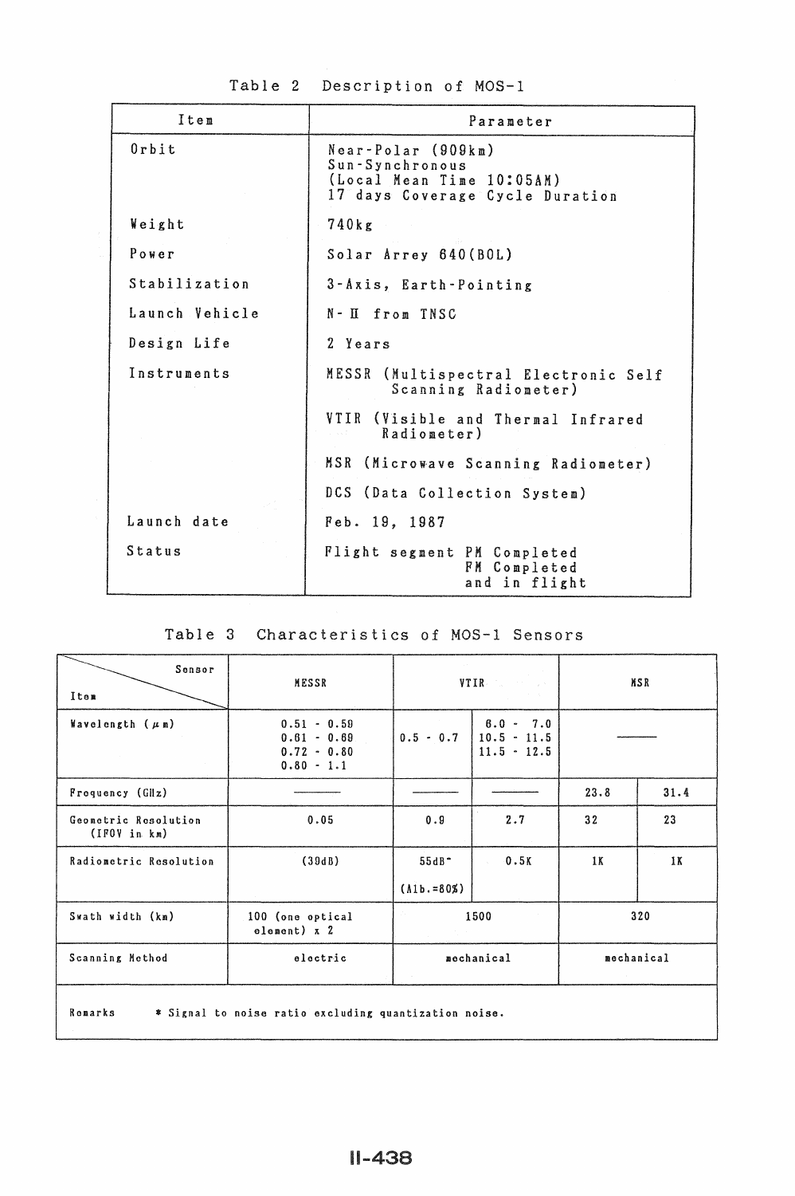Table 2 Description of MOS-1

| Item | Parameter |
|---|---|
| Orbit | Near-Polar (909km)<br>Sun-Synchronous<br>(Local Mean Time 10:05AM)<br>17 days Coverage Cycle Duration |
| Weight | 740kg |
| Power | Solar Arrey 640(BOL) |
| Stabilization | 3-Axis, Earth-Pointing |
| Launch Vehicle | N-II from TNSC |
| Design Life | 2 Years |
| Instruments | MESSR (Multispectral Electronic Self Scanning Radiometer)<br>VTIR (Visible and Thermal Infrared Radiometer)<br>MSR (Microwave Scanning Radiometer)<br>DCS (Data Collection System) |
| Launch date | Feb. 19, 1987 |
| Status | Flight segment PM Completed<br>FM Completed and in flight |

Table 3 Characteristics of MOS-1 Sensors

| Item \ Sensor | MESSR | VTIR | | MSR | |
|---|---|---|---|---|---|
| Wavelength ($\mu$m) | 0.51 - 0.59<br>0.61 - 0.69<br>0.72 - 0.80<br>0.80 - 1.1 | 0.5 - 0.7 | 6.0 - 7.0<br>10.5 - 11.5<br>11.5 - 12.5 | ——— | |
| Frequency (GHz) | ——— | ——— | ——— | 23.8 | 31.4 |
| Geometric Resolution (IFOV in km) | 0.05 | 0.9 | 2.7 | 32 | 23 |
| Radiometric Resolution | (39dB) | 55dB*<br>(Alb.=80%) | 0.5K | 1K | 1K |
| Swath width (km) | 100 (one optical element) x 2 | 1500 | | 320 | |
| Scanning Method | electric | mechanical | | mechanical | |
| Remarks | * Signal to noise ratio excluding quantization noise. | | | | |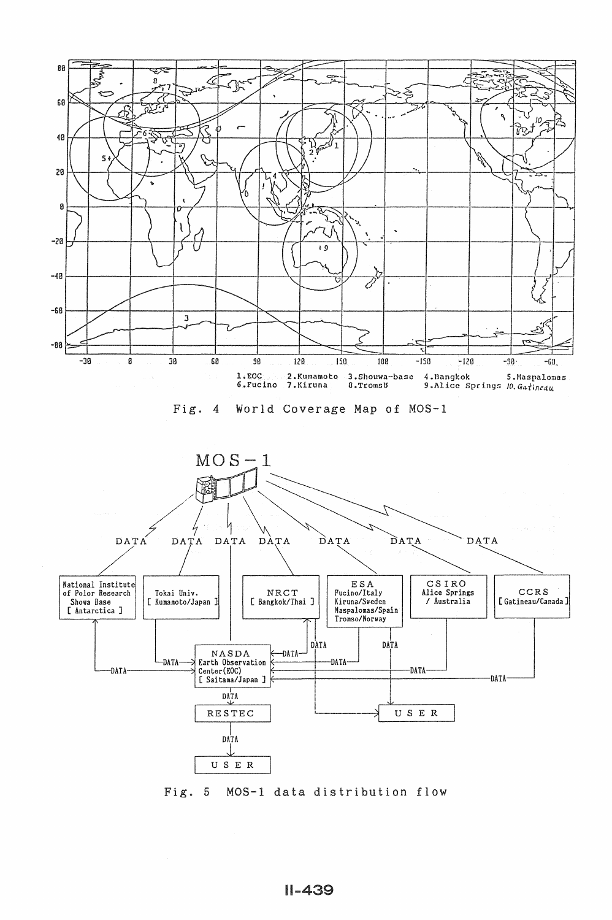1.EOC 2.Kumamoto 3.Shouwa-base 4.Bangkok 5.Maspalomas
6.Fucino 7.Kiruna 8.Tromsö 9.Alice Springs 10.Gatineau

Fig. 4 World Coverage Map of MOS-1

MOS-1

DATA DATA DATA DATA DATA DATA DATA

National Institute of Polor Research Showa Base [ Antarctica ]

Tokai Univ. [ Kumamoto/Japan ]

NRCT [ Bangkok/Thai ]

ESA Fucino/Italy Kiruna/Sweden Maspalomas/Spain Tromso/Norway

CSIRO Alice Springs / Australia

CCRS [ Gatineau/Canada ]

NASDA Earth Observation Center(EOC) [ Saitama/Japan ]

RESTEC

USER

USER

Fig. 5 MOS-1 data distribution flow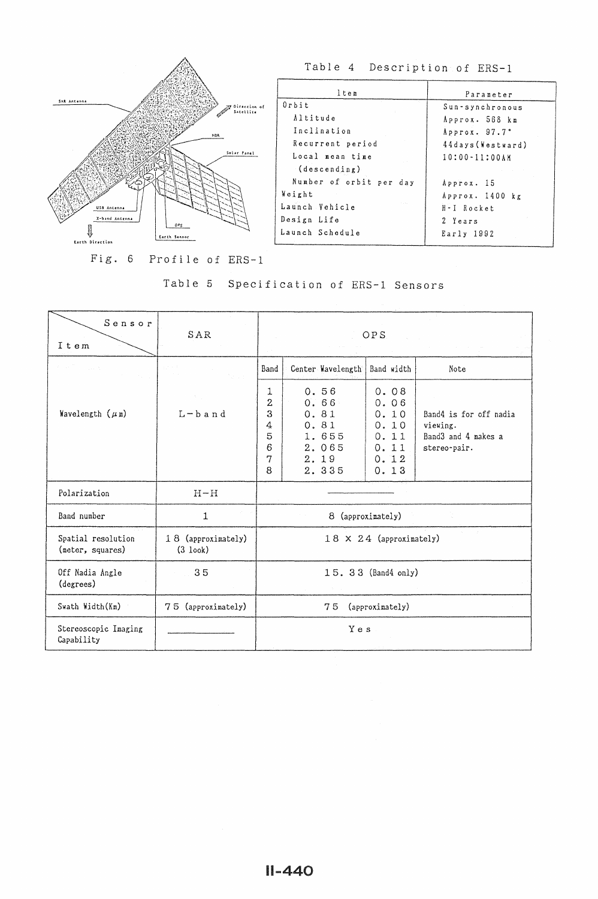Fig. 6 Profile of ERS-1

Table 4 Description of ERS-1

| Item | Parameter |
|---|---|
| Orbit | Sun-synchronous |
| Altitude | Approx. 568 km |
| Inclination | Approx. 97.7° |
| Recurrent period | 44days(Westward) |
| Local mean time (descending) | 10:00-11:00AM |
| Number of orbit per day | Approx. 15 |
| Weight | Approx. 1400 kg |
| Launch Vehicle | H-I Rocket |
| Design Life | 2 Years |
| Launch Schedule | Early 1992 |

Table 5 Specification of ERS-1 Sensors

| Item \ Sensor | SAR | OPS | | | |
|---|---|---|---|---|---|
| | | Band | Center Wavelength | Band width | Note |
| Wavelength (μm) | L-band | 1<br>2<br>3<br>4<br>5<br>6<br>7<br>8 | 0.56<br>0.66<br>0.81<br>0.81<br>1.655<br>2.065<br>2.19<br>2.335 | 0.08<br>0.06<br>0.10<br>0.10<br>0.11<br>0.11<br>0.12<br>0.13 | Band4 is for off nadia viewing.<br>Band3 and 4 makes a stereo-pair. |
| Polarization | H-H | ———— | | | |
| Band number | 1 | 8 (approximately) | | | |
| Spatial resolution (meter, squares) | 18 (approximately) (3 look) | 18 × 24 (approximately) | | | |
| Off Nadia Angle (degrees) | 35 | 15.33 (Band4 only) | | | |
| Swath Width(Km) | 75 (approximately) | 75 (approximately) | | | |
| Stereoscopic Imaging Capability | ———— | Yes | | | |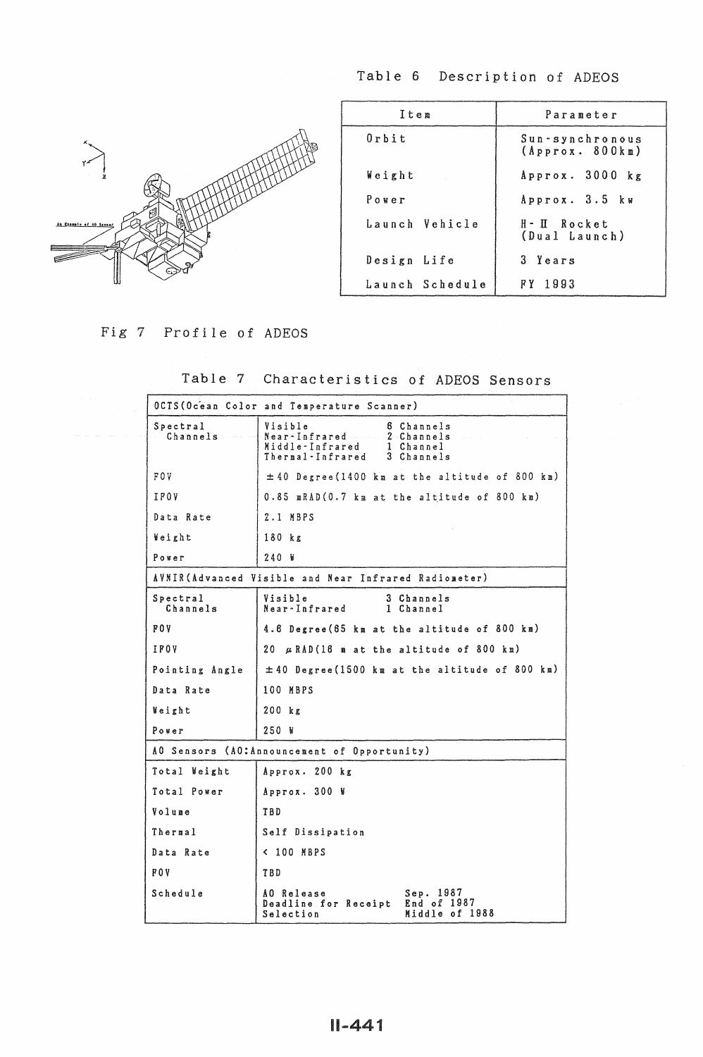Table 6 Description of ADEOS

| Item | Parameter |
|---|---|
| Orbit | Sun-synchronous (Approx. 800km) |
| Weight | Approx. 3000 kg |
| Power | Approx. 3.5 kw |
| Launch Vehicle | H-II Rocket (Dual Launch) |
| Design Life | 3 Years |
| Launch Schedule | FY 1993 |

Fig 7 Profile of ADEOS

Table 7 Characteristics of ADEOS Sensors

| OCTS(Ocean Color and Temperature Scanner) | |
|---|---|
| Spectral Channels | Visible 6 Channels<br>Near-Infrared 2 Channels<br>Middle-Infrared 1 Channel<br>Thermal-Infrared 3 Channels |
| FOV | ±40 Degree(1400 km at the altitude of 800 km) |
| IFOV | 0.85 mRAD(0.7 km at the altitude of 800 km) |
| Data Rate | 2.1 MBPS |
| Weight | 180 kg |
| Power | 240 W |
| **AVNIR(Advanced Visible and Near Infrared Radiometer)** | |
| Spectral Channels | Visible 3 Channels<br>Near-Infrared 1 Channel |
| FOV | 4.6 Degree(65 km at the altitude of 800 km) |
| IFOV | 20 μRAD(16 m at the altitude of 800 km) |
| Pointing Angle | ±40 Degree(1500 km at the altitude of 800 km) |
| Data Rate | 100 MBPS |
| Weight | 200 kg |
| Power | 250 W |
| **AO Sensors (AO:Announcement of Opportunity)** | |
| Total Weight | Approx. 200 kg |
| Total Power | Approx. 300 W |
| Volume | TBD |
| Thermal | Self Dissipation |
| Data Rate | < 100 MBPS |
| FOV | TBD |
| Schedule | AO Release Sep. 1987<br>Deadline for Receipt End of 1987<br>Selection Middle of 1988 |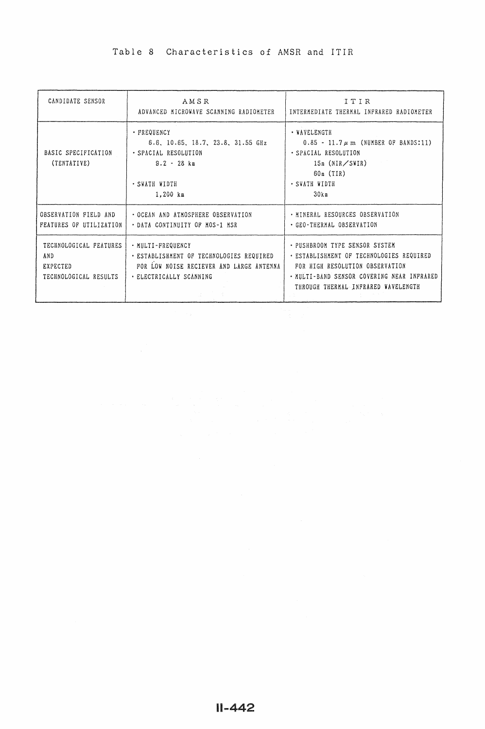Table 8 Characteristics of AMSR and ITIR

| CANDIDATE SENSOR | AMSR<br>ADVANCED MICROWAVE SCANNING RADIOMETER | ITIR<br>INTERMEDIATE THERMAL INFRARED RADIOMETER |
|---|---|---|
| BASIC SPECIFICATION (TENTATIVE) | · FREQUENCY<br>6.6, 10.65, 18.7, 23.8, 31.55 GHz<br>· SPACIAL RESOLUTION<br>9.2 - 28 km<br>· SWATH WIDTH<br>1,200 km | · WAVELENGTH<br>0.85 - 11.7 $\mu$m (NUMBER OF BANDS:11)<br>· SPACIAL RESOLUTION<br>15m (NIR/SWIR)<br>60m (TIR)<br>· SWATH WIDTH<br>30km |
| OBSERVATION FIELD AND FEATURES OF UTILIZATION | · OCEAN AND ATMOSPHERE OBSERVATION<br>· DATA CONTINUITY OF MOS-1 MSR | · MINERAL RESOURCES OBSERVATION<br>· GEO-THERMAL OBSERVATION |
| TECHNOLOGICAL FEATURES AND EXPECTED TECHNOLOGICAL RESULTS | · MULTI-FREQUENCY<br>· ESTABLISHMENT OF TECHNOLOGIES REQUIRED FOR LOW NOISE RECIEVER AND LARGE ANTENNA<br>· ELECTRICALLY SCANNING | · PUSHBROOM TYPE SENSOR SYSTEM<br>· ESTABLISHMENT OF TECHNOLOGIES REQUIRED FOR HIGH RESOLUTION OBSERVATION<br>· MULTI-BAND SENSOR COVERING NEAR INFRARED THROUGH THERMAL INFRARED WAVELENGTH |